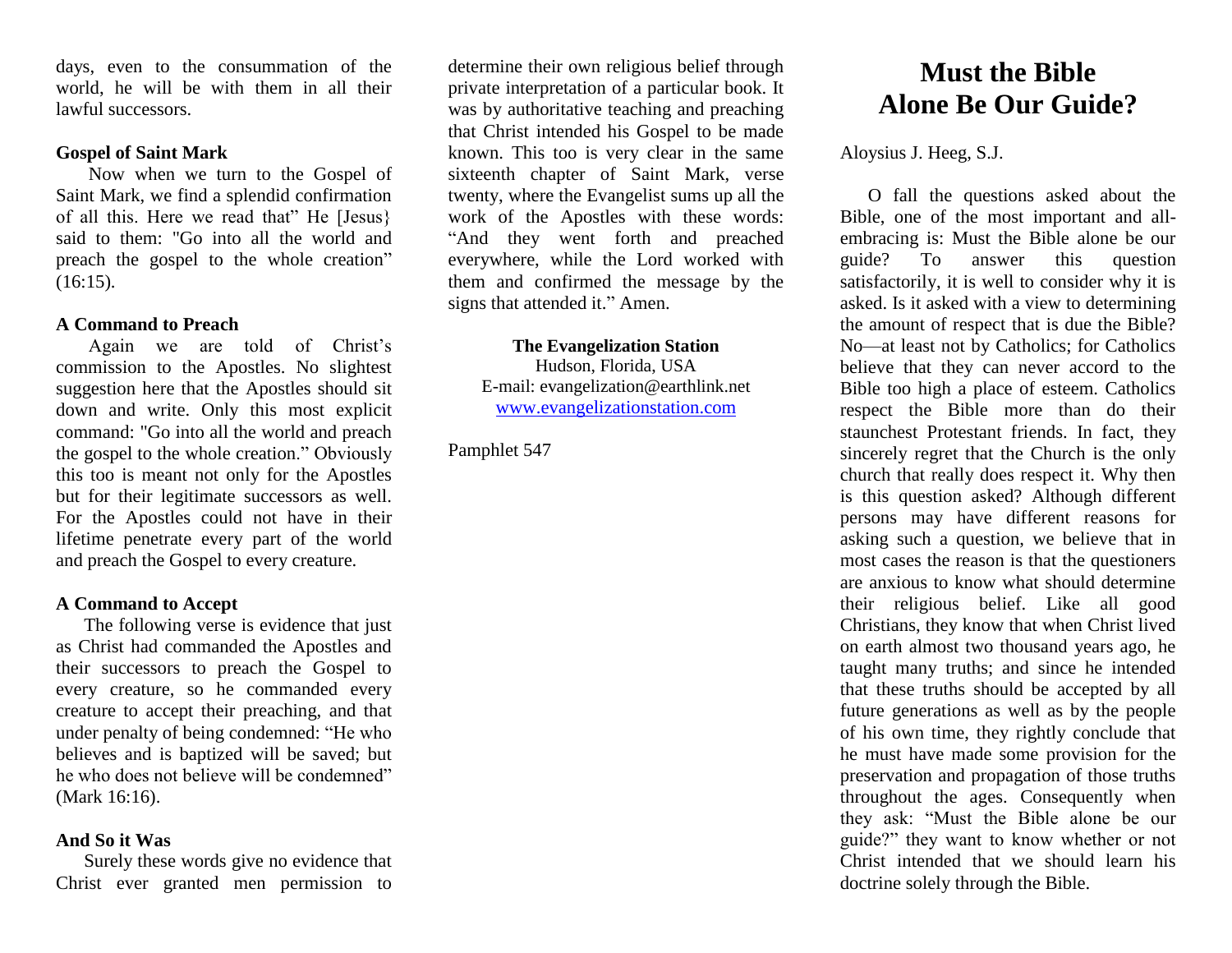days, even to the consummation of the world, he will be with them in all their lawful successors.

### Gospel of Saint Mark

Now when we turn to the Gospel of Saint Mark, we find a splendid confirmation of all this. Here we read that" He [Jesus} said to them: "Go into all the world and preach the gospel to the whole creation" (16:15).

### A Command to Preach

Again we are told of Christ's commission to the Apostles. No slightest suggestion here that the Apostles should sit down and write. Only this most explicit command: "Go into all the world and preach the gospel to the whole creation." Obviously this too is meant not only for the Apostles but for their legitimate successors as well. For the Apostles could not have in their lifetime penetrate every part of the world and preach the Gospel to every creature.

### A Command to Accept

The following verse is evidence that just as Christ had commanded the Apostles and their successors to preach the Gospel to every creature, so he commanded every creature to accept their preaching, and that under penalty of being condemned: "He who believes and is baptized will be saved; but he who does not believe will be condemned" (Mark 16:16).

### And So it Was

Surely these words give no evidence that Christ ever granted men permission to determine their own religious belief through private interpretation of a particular book. It was by authoritative teaching and preaching that Christ intended his Gospel to be made known. This too is very clear in the same sixteenth chapter of Saint Mark, verse twenty, where the Evangelist sums up all the work of the Apostles with these words: "And they went forth and preached everywhere, while the Lord worked with them and confirmed the message by the signs that attended it." Amen.

**The Evangelization Station**
Hudson, Florida, USA
E-mail: evangelization@earthlink.net
www.evangelizationstation.com

Pamphlet 547

# Must the Bible Alone Be Our Guide?

Aloysius J. Heeg, S.J.

O fall the questions asked about the Bible, one of the most important and all-embracing is: Must the Bible alone be our guide? To answer this question satisfactorily, it is well to consider why it is asked. Is it asked with a view to determining the amount of respect that is due the Bible? No—at least not by Catholics; for Catholics believe that they can never accord to the Bible too high a place of esteem. Catholics respect the Bible more than do their staunchest Protestant friends. In fact, they sincerely regret that the Church is the only church that really does respect it. Why then is this question asked? Although different persons may have different reasons for asking such a question, we believe that in most cases the reason is that the questioners are anxious to know what should determine their religious belief. Like all good Christians, they know that when Christ lived on earth almost two thousand years ago, he taught many truths; and since he intended that these truths should be accepted by all future generations as well as by the people of his own time, they rightly conclude that he must have made some provision for the preservation and propagation of those truths throughout the ages. Consequently when they ask: "Must the Bible alone be our guide?" they want to know whether or not Christ intended that we should learn his doctrine solely through the Bible.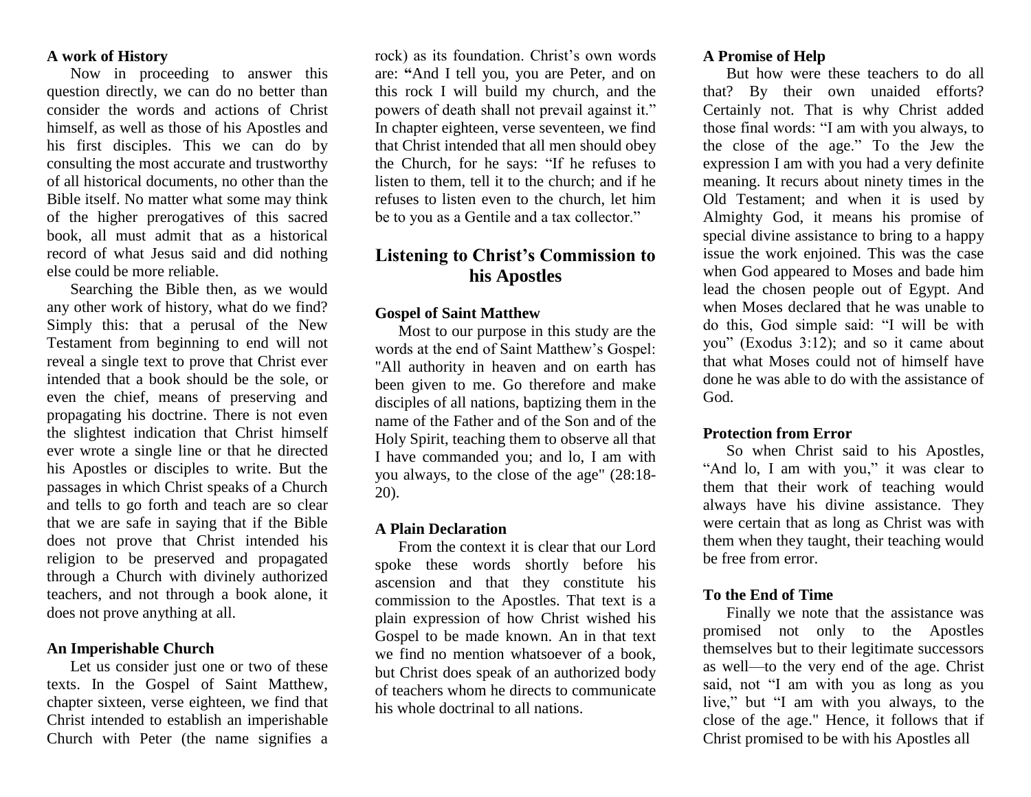### A work of History

Now in proceeding to answer this question directly, we can do no better than consider the words and actions of Christ himself, as well as those of his Apostles and his first disciples. This we can do by consulting the most accurate and trustworthy of all historical documents, no other than the Bible itself. No matter what some may think of the higher prerogatives of this sacred book, all must admit that as a historical record of what Jesus said and did nothing else could be more reliable.

Searching the Bible then, as we would any other work of history, what do we find? Simply this: that a perusal of the New Testament from beginning to end will not reveal a single text to prove that Christ ever intended that a book should be the sole, or even the chief, means of preserving and propagating his doctrine. There is not even the slightest indication that Christ himself ever wrote a single line or that he directed his Apostles or disciples to write. But the passages in which Christ speaks of a Church and tells to go forth and teach are so clear that we are safe in saying that if the Bible does not prove that Christ intended his religion to be preserved and propagated through a Church with divinely authorized teachers, and not through a book alone, it does not prove anything at all.

### An Imperishable Church

Let us consider just one or two of these texts. In the Gospel of Saint Matthew, chapter sixteen, verse eighteen, we find that Christ intended to establish an imperishable Church with Peter (the name signifies a rock) as its foundation. Christ's own words are: "And I tell you, you are Peter, and on this rock I will build my church, and the powers of death shall not prevail against it." In chapter eighteen, verse seventeen, we find that Christ intended that all men should obey the Church, for he says: "If he refuses to listen to them, tell it to the church; and if he refuses to listen even to the church, let him be to you as a Gentile and a tax collector."

## Listening to Christ's Commission to his Apostles

### Gospel of Saint Matthew

Most to our purpose in this study are the words at the end of Saint Matthew's Gospel: "All authority in heaven and on earth has been given to me. Go therefore and make disciples of all nations, baptizing them in the name of the Father and of the Son and of the Holy Spirit, teaching them to observe all that I have commanded you; and lo, I am with you always, to the close of the age" (28:18-20).

### A Plain Declaration

From the context it is clear that our Lord spoke these words shortly before his ascension and that they constitute his commission to the Apostles. That text is a plain expression of how Christ wished his Gospel to be made known. An in that text we find no mention whatsoever of a book, but Christ does speak of an authorized body of teachers whom he directs to communicate his whole doctrinal to all nations.

### A Promise of Help

But how were these teachers to do all that? By their own unaided efforts? Certainly not. That is why Christ added those final words: "I am with you always, to the close of the age." To the Jew the expression I am with you had a very definite meaning. It recurs about ninety times in the Old Testament; and when it is used by Almighty God, it means his promise of special divine assistance to bring to a happy issue the work enjoined. This was the case when God appeared to Moses and bade him lead the chosen people out of Egypt. And when Moses declared that he was unable to do this, God simple said: "I will be with you" (Exodus 3:12); and so it came about that what Moses could not of himself have done he was able to do with the assistance of God.

### Protection from Error

So when Christ said to his Apostles, "And lo, I am with you," it was clear to them that their work of teaching would always have his divine assistance. They were certain that as long as Christ was with them when they taught, their teaching would be free from error.

### To the End of Time

Finally we note that the assistance was promised not only to the Apostles themselves but to their legitimate successors as well—to the very end of the age. Christ said, not "I am with you as long as you live," but "I am with you always, to the close of the age." Hence, it follows that if Christ promised to be with his Apostles all